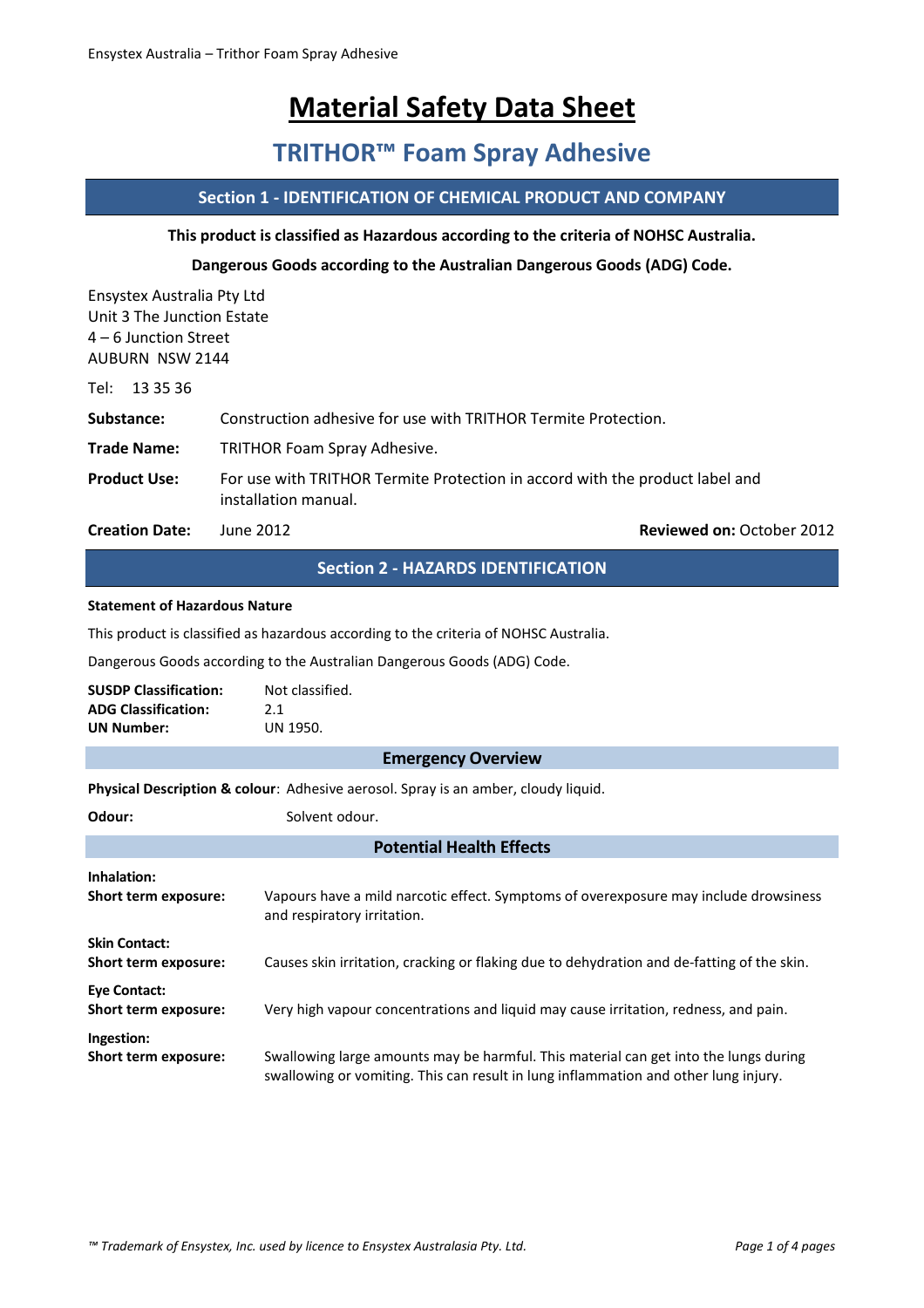# Material Safety Data Sheet

## TRITHOR™ Foam Spray Adhesive

## Section 1 - IDENTIFICATION OF CHEMICAL PRODUCT AND COMPANY

**This product is classified as Hazardous according to the criteria of NOHSC Australia.**

**Dangerous Goods according to the Australian Dangerous Goods (ADG) Code.**

Ensystex Australia Pty Ltd
Unit 3 The Junction Estate
4 – 6 Junction Street
AUBURN NSW 2144

Tel: 13 35 36

**Substance:** Construction adhesive for use with TRITHOR Termite Protection.

**Trade Name:** TRITHOR Foam Spray Adhesive.

**Product Use:** For use with TRITHOR Termite Protection in accord with the product label and installation manual.

**Creation Date:** June 2012 **Reviewed on:** October 2012

## Section 2 - HAZARDS IDENTIFICATION

**Statement of Hazardous Nature**

This product is classified as hazardous according to the criteria of NOHSC Australia.

Dangerous Goods according to the Australian Dangerous Goods (ADG) Code.

**SUSDP Classification:** Not classified.
**ADG Classification:** 2.1
**UN Number:** UN 1950.

### Emergency Overview

**Physical Description & colour**: Adhesive aerosol. Spray is an amber, cloudy liquid.

**Odour:** Solvent odour.

### Potential Health Effects

**Inhalation:**
**Short term exposure:** Vapours have a mild narcotic effect. Symptoms of overexposure may include drowsiness and respiratory irritation.

**Skin Contact:**
**Short term exposure:** Causes skin irritation, cracking or flaking due to dehydration and de-fatting of the skin.

**Eye Contact:**
**Short term exposure:** Very high vapour concentrations and liquid may cause irritation, redness, and pain.

**Ingestion:**
**Short term exposure:** Swallowing large amounts may be harmful. This material can get into the lungs during swallowing or vomiting. This can result in lung inflammation and other lung injury.

*™ Trademark of Ensystex, Inc. used by licence to Ensystex Australasia Pty. Ltd.*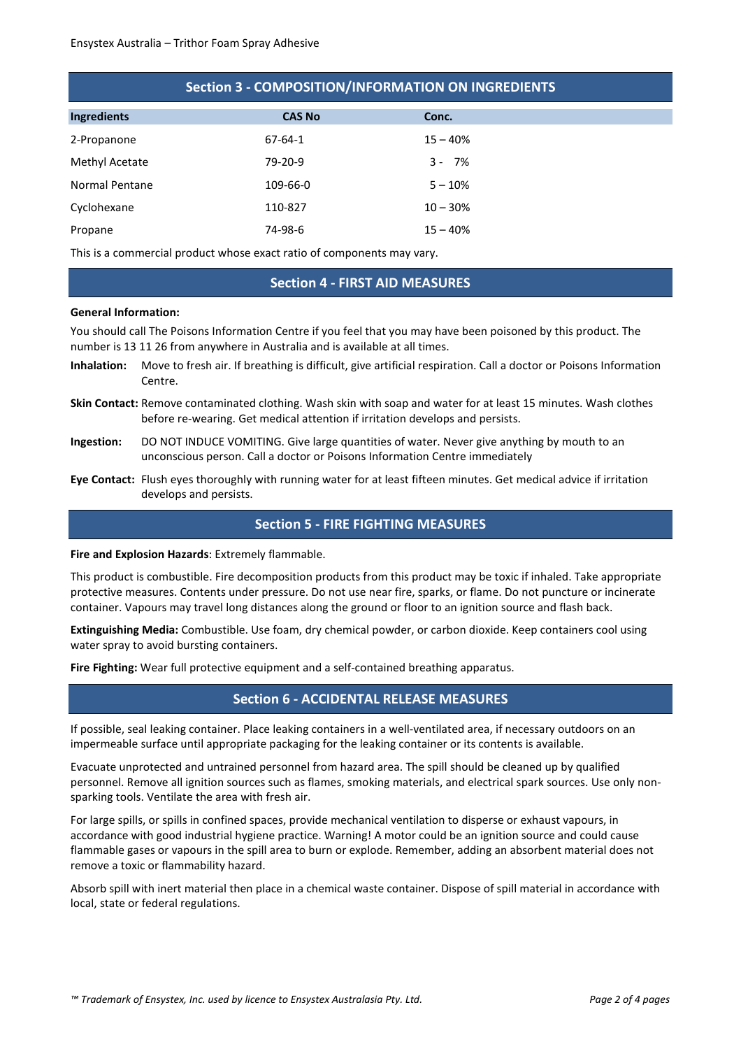## Section 3 - COMPOSITION/INFORMATION ON INGREDIENTS

| Ingredients | CAS No | Conc. |
|---|---|---|
| 2-Propanone | 67-64-1 | 15 – 40% |
| Methyl Acetate | 79-20-9 | 3 - 7% |
| Normal Pentane | 109-66-0 | 5 – 10% |
| Cyclohexane | 110-827 | 10 – 30% |
| Propane | 74-98-6 | 15 – 40% |

This is a commercial product whose exact ratio of components may vary.

## Section 4 - FIRST AID MEASURES

**General Information:**

You should call The Poisons Information Centre if you feel that you may have been poisoned by this product. The number is 13 11 26 from anywhere in Australia and is available at all times.

**Inhalation:** Move to fresh air. If breathing is difficult, give artificial respiration. Call a doctor or Poisons Information Centre.

**Skin Contact:** Remove contaminated clothing. Wash skin with soap and water for at least 15 minutes. Wash clothes before re-wearing. Get medical attention if irritation develops and persists.

**Ingestion:** DO NOT INDUCE VOMITING. Give large quantities of water. Never give anything by mouth to an unconscious person. Call a doctor or Poisons Information Centre immediately

**Eye Contact:** Flush eyes thoroughly with running water for at least fifteen minutes. Get medical advice if irritation develops and persists.

## Section 5 - FIRE FIGHTING MEASURES

**Fire and Explosion Hazards**: Extremely flammable.

This product is combustible. Fire decomposition products from this product may be toxic if inhaled. Take appropriate protective measures. Contents under pressure. Do not use near fire, sparks, or flame. Do not puncture or incinerate container. Vapours may travel long distances along the ground or floor to an ignition source and flash back.

**Extinguishing Media:** Combustible. Use foam, dry chemical powder, or carbon dioxide. Keep containers cool using water spray to avoid bursting containers.

**Fire Fighting:** Wear full protective equipment and a self-contained breathing apparatus.

## Section 6 - ACCIDENTAL RELEASE MEASURES

If possible, seal leaking container. Place leaking containers in a well-ventilated area, if necessary outdoors on an impermeable surface until appropriate packaging for the leaking container or its contents is available.

Evacuate unprotected and untrained personnel from hazard area. The spill should be cleaned up by qualified personnel. Remove all ignition sources such as flames, smoking materials, and electrical spark sources. Use only non-sparking tools. Ventilate the area with fresh air.

For large spills, or spills in confined spaces, provide mechanical ventilation to disperse or exhaust vapours, in accordance with good industrial hygiene practice. Warning! A motor could be an ignition source and could cause flammable gases or vapours in the spill area to burn or explode. Remember, adding an absorbent material does not remove a toxic or flammability hazard.

Absorb spill with inert material then place in a chemical waste container. Dispose of spill material in accordance with local, state or federal regulations.

*™ Trademark of Ensystex, Inc. used by licence to Ensystex Australasia Pty. Ltd.*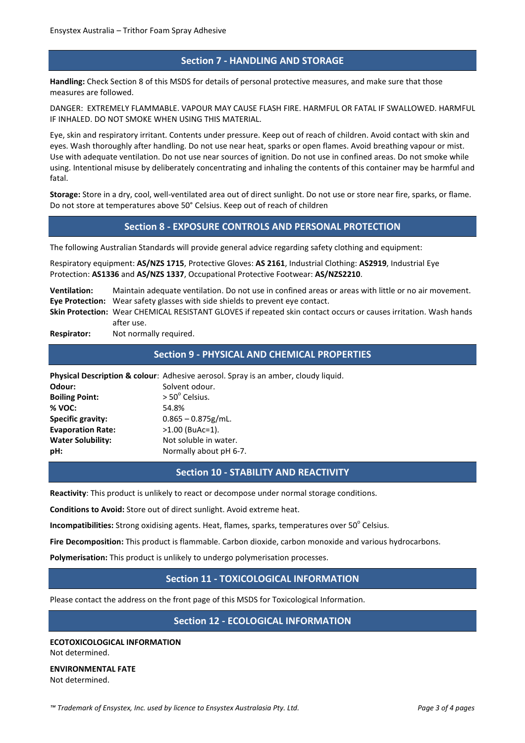## Section 7 - HANDLING AND STORAGE

**Handling:** Check Section 8 of this MSDS for details of personal protective measures, and make sure that those measures are followed.

DANGER: EXTREMELY FLAMMABLE. VAPOUR MAY CAUSE FLASH FIRE. HARMFUL OR FATAL IF SWALLOWED. HARMFUL IF INHALED. DO NOT SMOKE WHEN USING THIS MATERIAL.

Eye, skin and respiratory irritant. Contents under pressure. Keep out of reach of children. Avoid contact with skin and eyes. Wash thoroughly after handling. Do not use near heat, sparks or open flames. Avoid breathing vapour or mist. Use with adequate ventilation. Do not use near sources of ignition. Do not use in confined areas. Do not smoke while using. Intentional misuse by deliberately concentrating and inhaling the contents of this container may be harmful and fatal.

**Storage:** Store in a dry, cool, well-ventilated area out of direct sunlight. Do not use or store near fire, sparks, or flame. Do not store at temperatures above 50° Celsius. Keep out of reach of children

## Section 8 - EXPOSURE CONTROLS AND PERSONAL PROTECTION

The following Australian Standards will provide general advice regarding safety clothing and equipment:

Respiratory equipment: **AS/NZS 1715**, Protective Gloves: **AS 2161**, Industrial Clothing: **AS2919**, Industrial Eye Protection: **AS1336** and **AS/NZS 1337**, Occupational Protective Footwear: **AS/NZS2210**.

**Ventilation:** Maintain adequate ventilation. Do not use in confined areas or areas with little or no air movement.
**Eye Protection:** Wear safety glasses with side shields to prevent eye contact.
**Skin Protection:** Wear CHEMICAL RESISTANT GLOVES if repeated skin contact occurs or causes irritation. Wash hands after use.
**Respirator:** Not normally required.

## Section 9 - PHYSICAL AND CHEMICAL PROPERTIES

**Physical Description & colour**: Adhesive aerosol. Spray is an amber, cloudy liquid.
**Odour:** Solvent odour.
**Boiling Point:** $> 50^{o}$ Celsius.
**% VOC:** 54.8%
**Specific gravity:** 0.865 – 0.875g/mL.
**Evaporation Rate:** >1.00 (BuAc=1).
**Water Solubility:** Not soluble in water.
**pH:** Normally about pH 6-7.

## Section 10 - STABILITY AND REACTIVITY

**Reactivity**: This product is unlikely to react or decompose under normal storage conditions.

**Conditions to Avoid:** Store out of direct sunlight. Avoid extreme heat.

**Incompatibilities:** Strong oxidising agents. Heat, flames, sparks, temperatures over $50^{o}$ Celsius.

**Fire Decomposition:** This product is flammable. Carbon dioxide, carbon monoxide and various hydrocarbons.

**Polymerisation:** This product is unlikely to undergo polymerisation processes.

## Section 11 - TOXICOLOGICAL INFORMATION

Please contact the address on the front page of this MSDS for Toxicological Information.

## Section 12 - ECOLOGICAL INFORMATION

**ECOTOXICOLOGICAL INFORMATION**
Not determined.

**ENVIRONMENTAL FATE**
Not determined.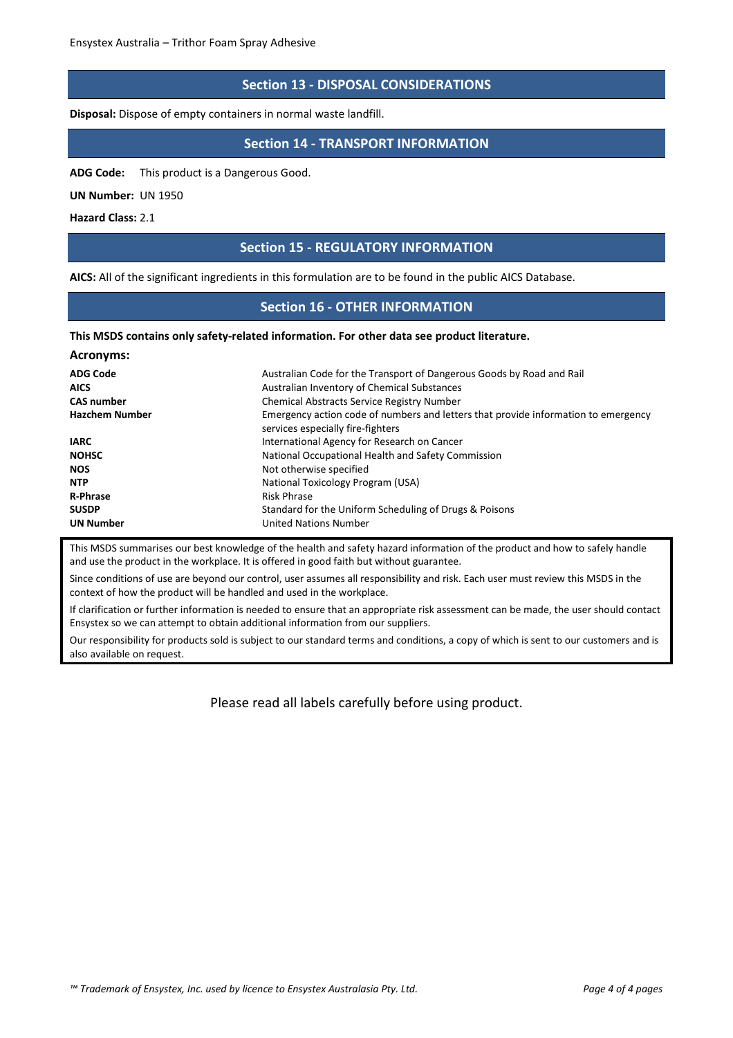## Section 13 - DISPOSAL CONSIDERATIONS

**Disposal:** Dispose of empty containers in normal waste landfill.

## Section 14 - TRANSPORT INFORMATION

**ADG Code:** This product is a Dangerous Good.

**UN Number:** UN 1950

**Hazard Class:** 2.1

## Section 15 - REGULATORY INFORMATION

**AICS:** All of the significant ingredients in this formulation are to be found in the public AICS Database.

## Section 16 - OTHER INFORMATION

**This MSDS contains only safety-related information. For other data see product literature.**

### Acronyms:

| | |
|---|---|
| **ADG Code** | Australian Code for the Transport of Dangerous Goods by Road and Rail |
| **AICS** | Australian Inventory of Chemical Substances |
| **CAS number** | Chemical Abstracts Service Registry Number |
| **Hazchem Number** | Emergency action code of numbers and letters that provide information to emergency services especially fire-fighters |
| **IARC** | International Agency for Research on Cancer |
| **NOHSC** | National Occupational Health and Safety Commission |
| **NOS** | Not otherwise specified |
| **NTP** | National Toxicology Program (USA) |
| **R-Phrase** | Risk Phrase |
| **SUSDP** | Standard for the Uniform Scheduling of Drugs & Poisons |
| **UN Number** | United Nations Number |

This MSDS summarises our best knowledge of the health and safety hazard information of the product and how to safely handle and use the product in the workplace. It is offered in good faith but without guarantee.

Since conditions of use are beyond our control, user assumes all responsibility and risk. Each user must review this MSDS in the context of how the product will be handled and used in the workplace.

If clarification or further information is needed to ensure that an appropriate risk assessment can be made, the user should contact Ensystex so we can attempt to obtain additional information from our suppliers.

Our responsibility for products sold is subject to our standard terms and conditions, a copy of which is sent to our customers and is also available on request.

Please read all labels carefully before using product.

*™ Trademark of Ensystex, Inc. used by licence to Ensystex Australasia Pty. Ltd.*